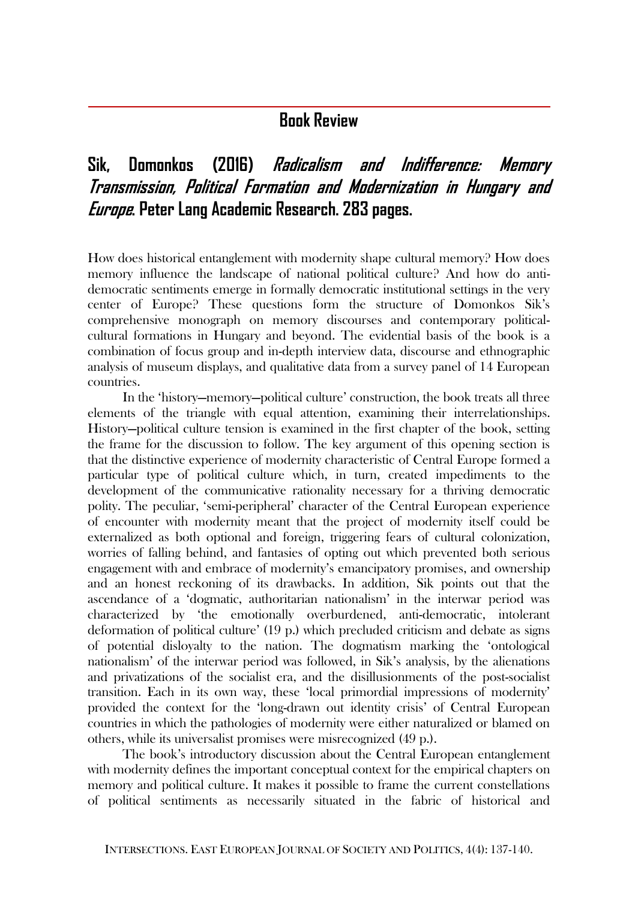## Book Review

## Sik, Domonkos (2016) *Radicalism and Indifference: Memory Transmission, Political Formation and Modernization in Hungary and Europe*. Peter Lang Academic Research. 283 pages.

How does historical entanglement with modernity shape cultural memory? How does memory influence the landscape of national political culture? And how do anti-democratic sentiments emerge in formally democratic institutional settings in the very center of Europe? These questions form the structure of Domonkos Sik's comprehensive monograph on memory discourses and contemporary political-cultural formations in Hungary and beyond. The evidential basis of the book is a combination of focus group and in-depth interview data, discourse and ethnographic analysis of museum displays, and qualitative data from a survey panel of 14 European countries.

In the 'history—memory—political culture' construction, the book treats all three elements of the triangle with equal attention, examining their interrelationships. History—political culture tension is examined in the first chapter of the book, setting the frame for the discussion to follow. The key argument of this opening section is that the distinctive experience of modernity characteristic of Central Europe formed a particular type of political culture which, in turn, created impediments to the development of the communicative rationality necessary for a thriving democratic polity. The peculiar, 'semi-peripheral' character of the Central European experience of encounter with modernity meant that the project of modernity itself could be externalized as both optional and foreign, triggering fears of cultural colonization, worries of falling behind, and fantasies of opting out which prevented both serious engagement with and embrace of modernity's emancipatory promises, and ownership and an honest reckoning of its drawbacks. In addition, Sik points out that the ascendance of a 'dogmatic, authoritarian nationalism' in the interwar period was characterized by 'the emotionally overburdened, anti-democratic, intolerant deformation of political culture' (19 p.) which precluded criticism and debate as signs of potential disloyalty to the nation. The dogmatism marking the 'ontological nationalism' of the interwar period was followed, in Sik's analysis, by the alienations and privatizations of the socialist era, and the disillusionments of the post-socialist transition. Each in its own way, these 'local primordial impressions of modernity' provided the context for the 'long-drawn out identity crisis' of Central European countries in which the pathologies of modernity were either naturalized or blamed on others, while its universalist promises were misrecognized (49 p.).

The book's introductory discussion about the Central European entanglement with modernity defines the important conceptual context for the empirical chapters on memory and political culture. It makes it possible to frame the current constellations of political sentiments as necessarily situated in the fabric of historical and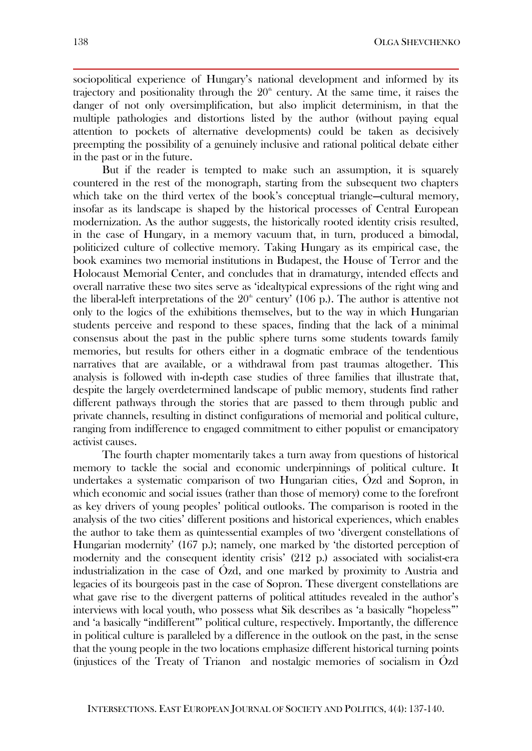sociopolitical experience of Hungary's national development and informed by its trajectory and positionality through the 20th century. At the same time, it raises the danger of not only oversimplification, but also implicit determinism, in that the multiple pathologies and distortions listed by the author (without paying equal attention to pockets of alternative developments) could be taken as decisively preempting the possibility of a genuinely inclusive and rational political debate either in the past or in the future.

But if the reader is tempted to make such an assumption, it is squarely countered in the rest of the monograph, starting from the subsequent two chapters which take on the third vertex of the book's conceptual triangle—cultural memory, insofar as its landscape is shaped by the historical processes of Central European modernization. As the author suggests, the historically rooted identity crisis resulted, in the case of Hungary, in a memory vacuum that, in turn, produced a bimodal, politicized culture of collective memory. Taking Hungary as its empirical case, the book examines two memorial institutions in Budapest, the House of Terror and the Holocaust Memorial Center, and concludes that in dramaturgy, intended effects and overall narrative these two sites serve as 'idealtypical expressions of the right wing and the liberal-left interpretations of the 20th century' (106 p.). The author is attentive not only to the logics of the exhibitions themselves, but to the way in which Hungarian students perceive and respond to these spaces, finding that the lack of a minimal consensus about the past in the public sphere turns some students towards family memories, but results for others either in a dogmatic embrace of the tendentious narratives that are available, or a withdrawal from past traumas altogether. This analysis is followed with in-depth case studies of three families that illustrate that, despite the largely overdetermined landscape of public memory, students find rather different pathways through the stories that are passed to them through public and private channels, resulting in distinct configurations of memorial and political culture, ranging from indifference to engaged commitment to either populist or emancipatory activist causes.

The fourth chapter momentarily takes a turn away from questions of historical memory to tackle the social and economic underpinnings of political culture. It undertakes a systematic comparison of two Hungarian cities, Ózd and Sopron, in which economic and social issues (rather than those of memory) come to the forefront as key drivers of young peoples' political outlooks. The comparison is rooted in the analysis of the two cities' different positions and historical experiences, which enables the author to take them as quintessential examples of two 'divergent constellations of Hungarian modernity' (167 p.); namely, one marked by 'the distorted perception of modernity and the consequent identity crisis' (212 p.) associated with socialist-era industrialization in the case of Ózd, and one marked by proximity to Austria and legacies of its bourgeois past in the case of Sopron. These divergent constellations are what gave rise to the divergent patterns of political attitudes revealed in the author's interviews with local youth, who possess what Sik describes as 'a basically "hopeless"' and 'a basically "indifferent"' political culture, respectively. Importantly, the difference in political culture is paralleled by a difference in the outlook on the past, in the sense that the young people in the two locations emphasize different historical turning points (injustices of the Treaty of Trianon and nostalgic memories of socialism in Ózd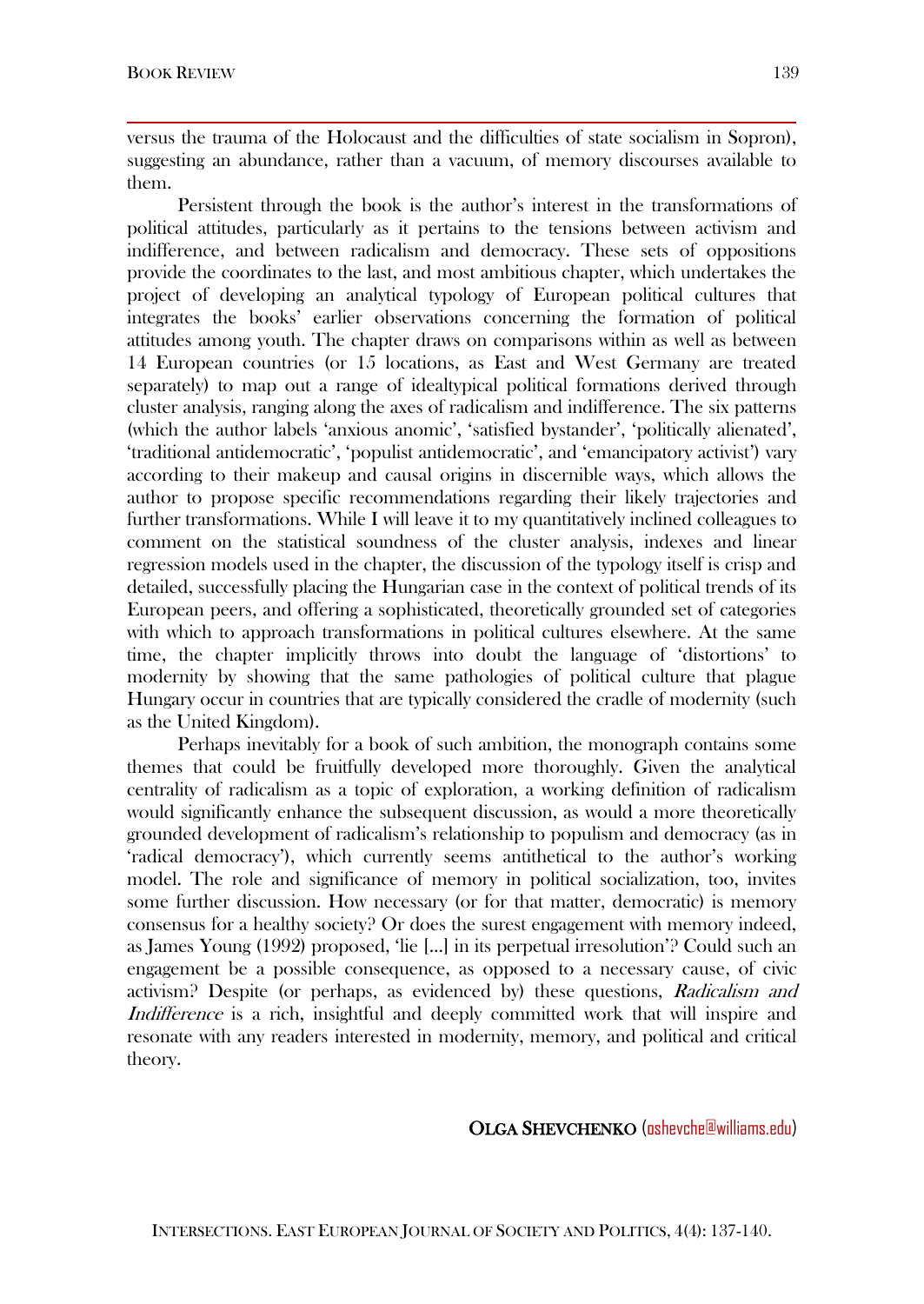versus the trauma of the Holocaust and the difficulties of state socialism in Sopron), suggesting an abundance, rather than a vacuum, of memory discourses available to them.

Persistent through the book is the author's interest in the transformations of political attitudes, particularly as it pertains to the tensions between activism and indifference, and between radicalism and democracy. These sets of oppositions provide the coordinates to the last, and most ambitious chapter, which undertakes the project of developing an analytical typology of European political cultures that integrates the books' earlier observations concerning the formation of political attitudes among youth. The chapter draws on comparisons within as well as between 14 European countries (or 15 locations, as East and West Germany are treated separately) to map out a range of idealtypical political formations derived through cluster analysis, ranging along the axes of radicalism and indifference. The six patterns (which the author labels 'anxious anomic', 'satisfied bystander', 'politically alienated', 'traditional antidemocratic', 'populist antidemocratic', and 'emancipatory activist') vary according to their makeup and causal origins in discernible ways, which allows the author to propose specific recommendations regarding their likely trajectories and further transformations. While I will leave it to my quantitatively inclined colleagues to comment on the statistical soundness of the cluster analysis, indexes and linear regression models used in the chapter, the discussion of the typology itself is crisp and detailed, successfully placing the Hungarian case in the context of political trends of its European peers, and offering a sophisticated, theoretically grounded set of categories with which to approach transformations in political cultures elsewhere. At the same time, the chapter implicitly throws into doubt the language of 'distortions' to modernity by showing that the same pathologies of political culture that plague Hungary occur in countries that are typically considered the cradle of modernity (such as the United Kingdom).

Perhaps inevitably for a book of such ambition, the monograph contains some themes that could be fruitfully developed more thoroughly. Given the analytical centrality of radicalism as a topic of exploration, a working definition of radicalism would significantly enhance the subsequent discussion, as would a more theoretically grounded development of radicalism's relationship to populism and democracy (as in 'radical democracy'), which currently seems antithetical to the author's working model. The role and significance of memory in political socialization, too, invites some further discussion. How necessary (or for that matter, democratic) is memory consensus for a healthy society? Or does the surest engagement with memory indeed, as James Young (1992) proposed, 'lie [...] in its perpetual irresolution'? Could such an engagement be a possible consequence, as opposed to a necessary cause, of civic activism? Despite (or perhaps, as evidenced by) these questions, *Radicalism and Indifference* is a rich, insightful and deeply committed work that will inspire and resonate with any readers interested in modernity, memory, and political and critical theory.

**OLGA SHEVCHENKO** (oshevche@williams.edu)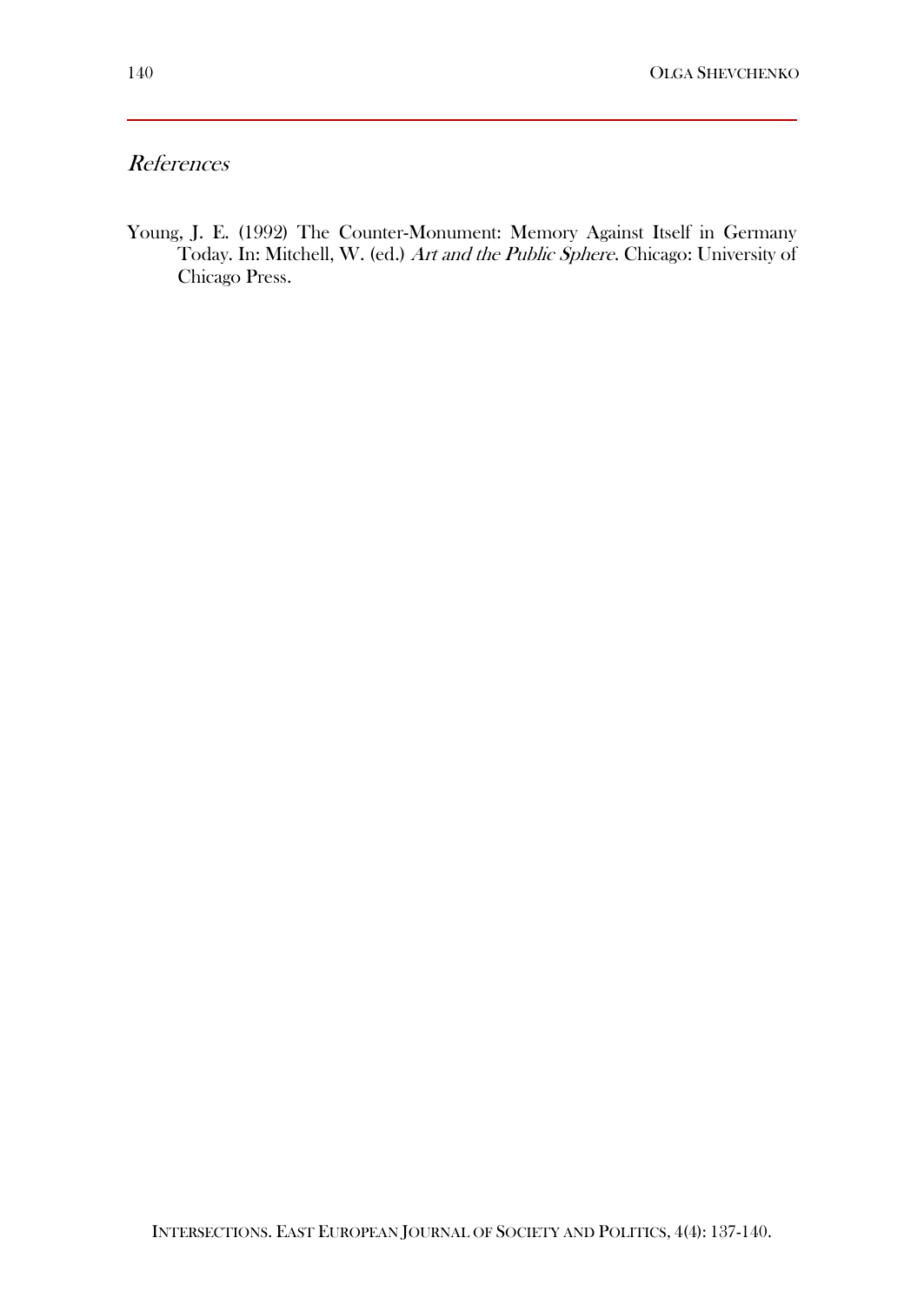## *References*

Young, J. E. (1992) The Counter-Monument: Memory Against Itself in Germany Today. In: Mitchell, W. (ed.) *Art and the Public Sphere*. Chicago: University of Chicago Press.